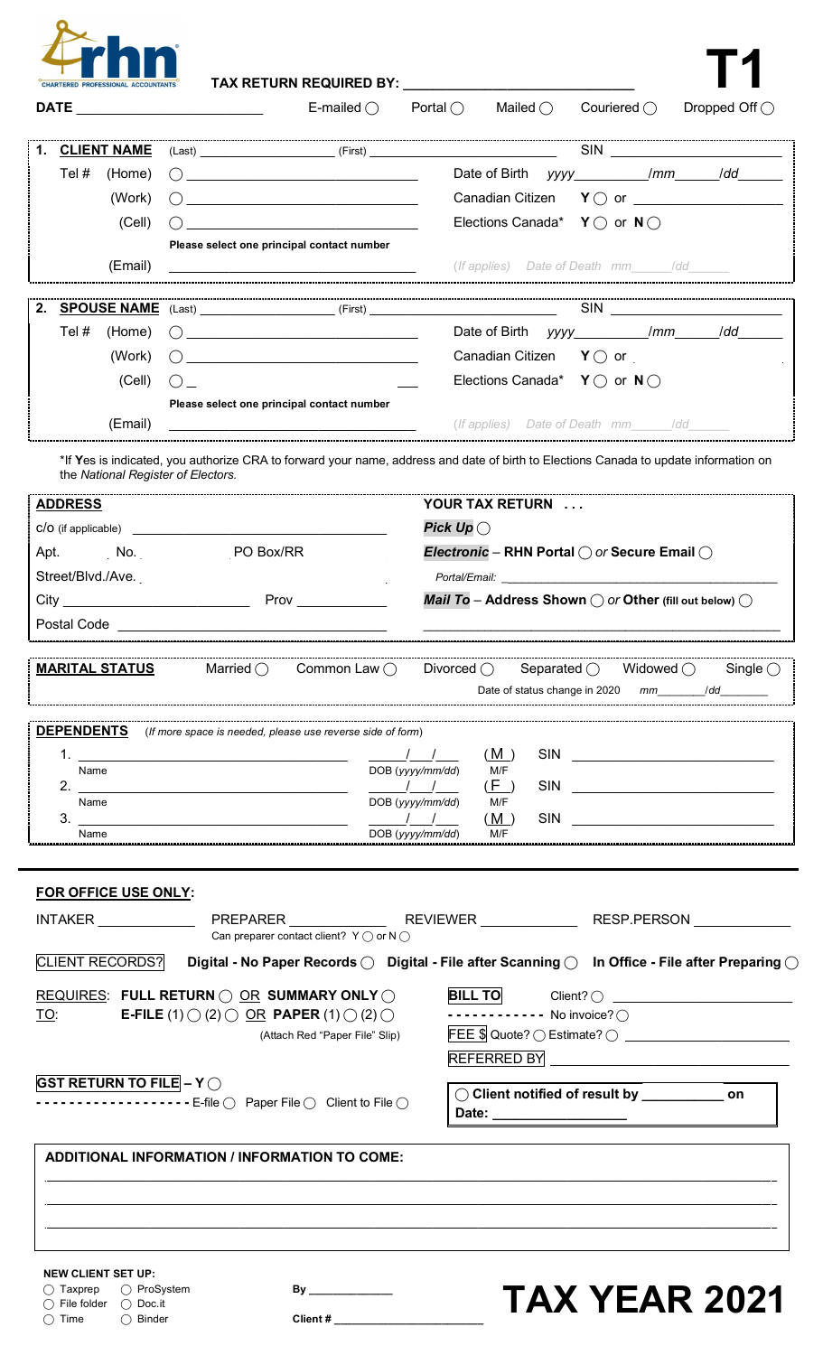rhn CHARTERED PROFESSIONAL ACCOUNTANTS

**TAX RETURN REQUIRED BY:** ____________________________

# T1

**DATE** ____________________ E-mailed ◯ Portal ◯ Mailed ◯ Couriered ◯ Dropped Off ◯

---

**1. CLIENT NAME** (Last) ____________________ (First) ____________________ SIN ____________________

Tel # (Home) ◯ ____________________ Date of Birth yyyy________/mm_____/dd_____

(Work) ◯ ____________________ Canadian Citizen **Y** ◯ or ____________________

(Cell) ◯ ____________________ Elections Canada* **Y** ◯ or **N** ◯

Please select one principal contact number

(Email) ____________________ *(If applies) Date of Death mm_____/dd_____*

---

**2. SPOUSE NAME** (Last) ____________________ (First) ____________________ SIN ____________________

Tel # (Home) ◯ ____________________ Date of Birth yyyy________/mm_____/dd_____

(Work) ◯ ____________________ Canadian Citizen **Y** ◯ or

(Cell) ◯ ____________________ Elections Canada* **Y** ◯ or **N** ◯

Please select one principal contact number

(Email) ____________________ *(If applies) Date of Death mm_____/dd_____*

---

*If **Y**es is indicated, you authorize CRA to forward your name, address and date of birth to Elections Canada to update information on the *National Register of Electors*.

**ADDRESS**

c/o (if applicable) ____________________

Apt. No. PO Box/RR

Street/Blvd./Ave.

City ____________________ Prov ____________

Postal Code ____________________

**YOUR TAX RETURN . . .**

***Pick Up*** ◯

***Electronic*** – **RHN Portal** ◯ *or* **Secure Email** ◯

*Portal/Email:* ____________________

***Mail To*** – **Address Shown** ◯ *or* **Other (fill out below)** ◯

____________________

---

**MARITAL STATUS** Married ◯ Common Law ◯ Divorced ◯ Separated ◯ Widowed ◯ Single ◯

Date of status change in 2020 mm_______/dd_______

---

**DEPENDENTS** *(If more space is needed, please use reverse side of form)*

| # | Name | DOB (yyyy/mm/dd) | M/F | SIN |
|---|---|---|---|---|
| 1. | | / / | (M) | |
| 2. | | / / | (F) | |
| 3. | | / / | (M) | |

---

**FOR OFFICE USE ONLY:**

INTAKER __________ PREPARER __________ REVIEWER __________ RESP.PERSON __________

Can preparer contact client? Y ◯ or N ◯

CLIENT RECORDS? **Digital - No Paper Records** ◯ **Digital - File after Scanning** ◯ **In Office - File after Preparing** ◯

REQUIRES: **FULL RETURN** ◯ OR **SUMMARY ONLY** ◯

TO: **E-FILE** (1) ◯ (2) ◯ OR **PAPER** (1) ◯ (2) ◯

(Attach Red "Paper File" Slip)

**BILL TO** Client? ◯ ____________________

No invoice? ◯

FEE $ Quote? ◯ Estimate? ◯ ____________________

REFERRED BY ____________________

**GST RETURN TO FILE – Y** ◯

E-file ◯ Paper File ◯ Client to File ◯

◯ **Client notified of result by** __________ **on**

**Date:** ____________________

**ADDITIONAL INFORMATION / INFORMATION TO COME:**

____________________

____________________

____________________

**NEW CLIENT SET UP:**

◯ Taxprep ◯ ProSystem

◯ File folder ◯ Doc.it

◯ Time ◯ Binder

**By** __________

**Client #** ____________________

# TAX YEAR 2021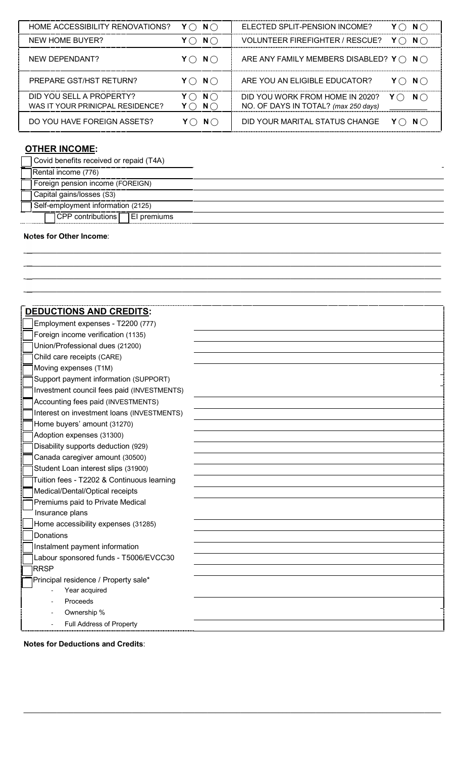| | | | |
|---|---|---|---|
| HOME ACCESSIBILITY RENOVATIONS? | Y ◯ N ◯ | ELECTED SPLIT-PENSION INCOME? | Y ◯ N ◯ |
| NEW HOME BUYER? | Y ◯ N ◯ | VOLUNTEER FIREFIGHTER / RESCUE? | Y ◯ N ◯ |
| NEW DEPENDANT? | Y ◯ N ◯ | ARE ANY FAMILY MEMBERS DISABLED? | Y ◯ N ◯ |
| PREPARE GST/HST RETURN? | Y ◯ N ◯ | ARE YOU AN ELIGIBLE EDUCATOR? | Y ◯ N ◯ |
| DID YOU SELL A PROPERTY? WAS IT YOUR PRINICPAL RESIDENCE? | Y ◯ N ◯ Y ◯ N ◯ | DID YOU WORK FROM HOME IN 2020? NO. OF DAYS IN TOTAL? *(max 250 days)* | Y ◯ N ◯ ______ |
| DO YOU HAVE FOREIGN ASSETS? | Y ◯ N ◯ | DID YOUR MARITAL STATUS CHANGE | Y ◯ N ◯ |

## OTHER INCOME:

- ☐ Covid benefits received or repaid (T4A) ______
- ☐ Rental income (776) ______
- ☐ Foreign pension income (FOREIGN) ______
- ☐ Capital gains/losses (S3) ______
- ☐ Self-employment information (2125) ______
  - ☐ CPP contributions ☐ EI premiums ______

**Notes for Other Income**:

______

______

______

______

## DEDUCTIONS AND CREDITS:

- ☐ Employment expenses - T2200 (777) ______
- ☐ Foreign income verification (1135) ______
- ☐ Union/Professional dues (21200) ______
- ☐ Child care receipts (CARE) ______
- ☐ Moving expenses (T1M) ______
- ☐ Support payment information (SUPPORT) ______
- ☐ Investment council fees paid (INVESTMENTS) ______
- ☐ Accounting fees paid (INVESTMENTS) ______
- ☐ Interest on investment loans (INVESTMENTS) ______
- ☐ Home buyers' amount (31270) ______
- ☐ Adoption expenses (31300) ______
- ☐ Disability supports deduction (929) ______
- ☐ Canada caregiver amount (30500) ______
- ☐ Student Loan interest slips (31900) ______
- ☐ Tuition fees - T2202 & Continuous learning ______
- ☐ Medical/Dental/Optical receipts ______
- ☐ Premiums paid to Private Medical Insurance plans ______
- ☐ Home accessibility expenses (31285) ______
- ☐ Donations ______
- ☐ Instalment payment information ______
- ☐ Labour sponsored funds - T5006/EVCC30 ______
- ☐ RRSP ______
- ☐ Principal residence / Property sale*
  - Year acquired ______
  - Proceeds ______
  - Ownership % ______
  - Full Address of Property ______

**Notes for Deductions and Credits**:

______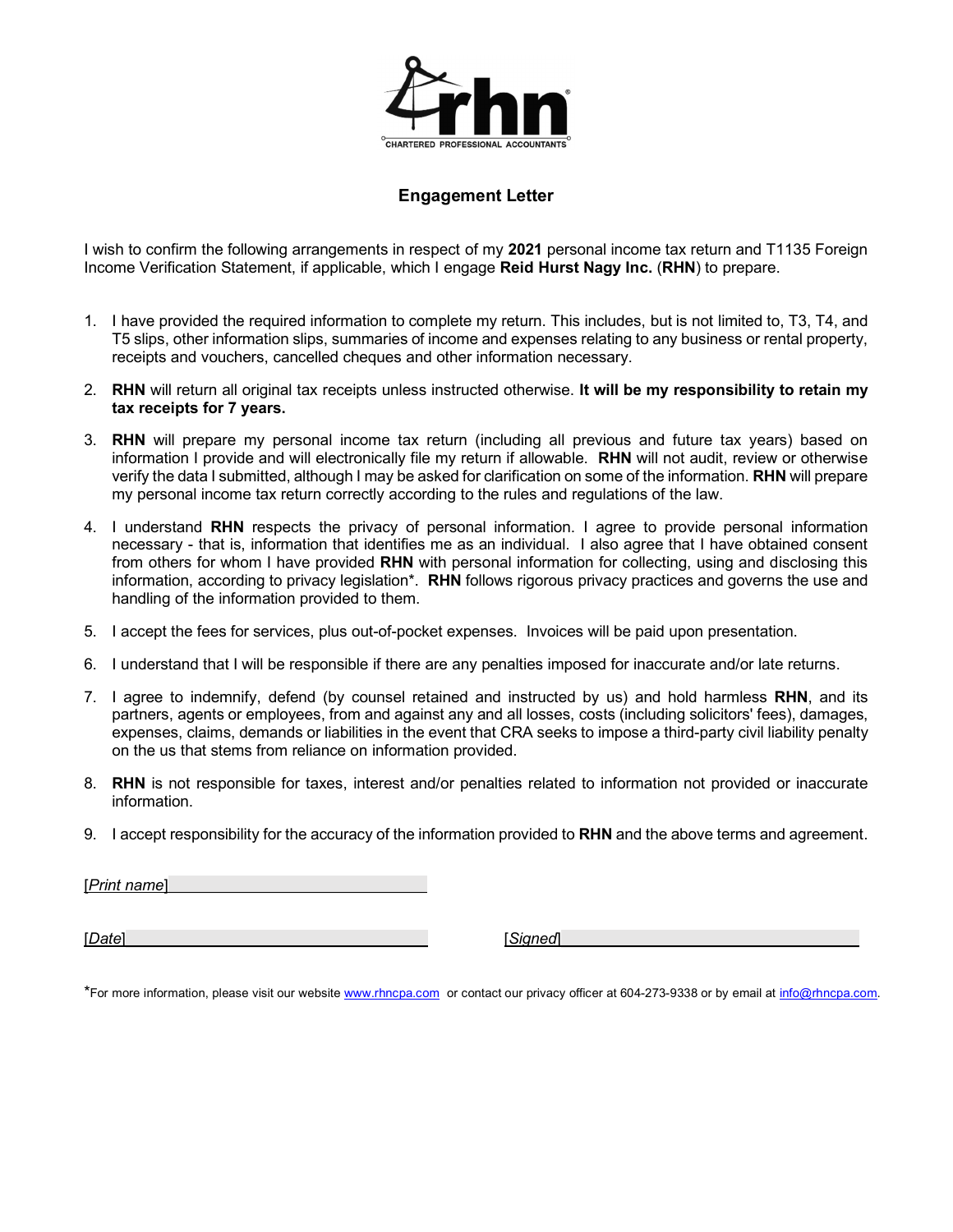rhn

CHARTERED PROFESSIONAL ACCOUNTANTS

## Engagement Letter

I wish to confirm the following arrangements in respect of my **2021** personal income tax return and T1135 Foreign Income Verification Statement, if applicable, which I engage **Reid Hurst Nagy Inc.** (**RHN**) to prepare.

1. I have provided the required information to complete my return. This includes, but is not limited to, T3, T4, and T5 slips, other information slips, summaries of income and expenses relating to any business or rental property, receipts and vouchers, cancelled cheques and other information necessary.

2. **RHN** will return all original tax receipts unless instructed otherwise. **It will be my responsibility to retain my tax receipts for 7 years.**

3. **RHN** will prepare my personal income tax return (including all previous and future tax years) based on information I provide and will electronically file my return if allowable. **RHN** will not audit, review or otherwise verify the data I submitted, although I may be asked for clarification on some of the information. **RHN** will prepare my personal income tax return correctly according to the rules and regulations of the law.

4. I understand **RHN** respects the privacy of personal information. I agree to provide personal information necessary - that is, information that identifies me as an individual. I also agree that I have obtained consent from others for whom I have provided **RHN** with personal information for collecting, using and disclosing this information, according to privacy legislation*. **RHN** follows rigorous privacy practices and governs the use and handling of the information provided to them.

5. I accept the fees for services, plus out-of-pocket expenses. Invoices will be paid upon presentation.

6. I understand that I will be responsible if there are any penalties imposed for inaccurate and/or late returns.

7. I agree to indemnify, defend (by counsel retained and instructed by us) and hold harmless **RHN**, and its partners, agents or employees, from and against any and all losses, costs (including solicitors' fees), damages, expenses, claims, demands or liabilities in the event that CRA seeks to impose a third-party civil liability penalty on the us that stems from reliance on information provided.

8. **RHN** is not responsible for taxes, interest and/or penalties related to information not provided or inaccurate information.

9. I accept responsibility for the accuracy of the information provided to **RHN** and the above terms and agreement.

[*Print name*]______________________________

[*Date*]______________________________ [*Signed*]______________________________

*For more information, please visit our website www.rhncpa.com or contact our privacy officer at 604-273-9338 or by email at info@rhncpa.com.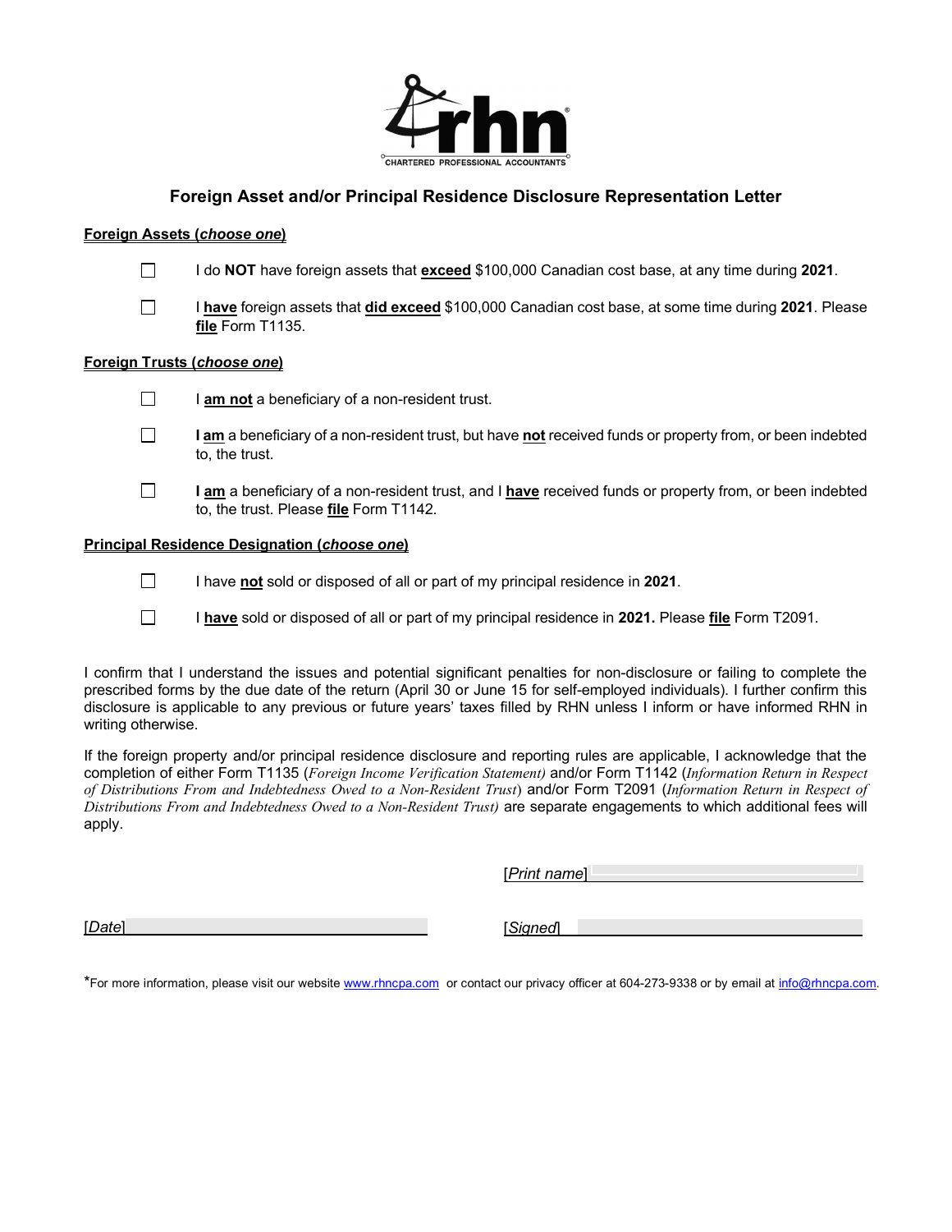rhn
CHARTERED PROFESSIONAL ACCOUNTANTS

## Foreign Asset and/or Principal Residence Disclosure Representation Letter

**Foreign Assets (*choose one*)**

- ☐ I do **NOT** have foreign assets that **exceed** $100,000 Canadian cost base, at any time during **2021**.
- ☐ I **have** foreign assets that **did exceed** $100,000 Canadian cost base, at some time during **2021**. Please **file** Form T1135.

**Foreign Trusts (*choose one*)**

- ☐ I **am not** a beneficiary of a non-resident trust.
- ☐ **I am** a beneficiary of a non-resident trust, but have **not** received funds or property from, or been indebted to, the trust.
- ☐ **I am** a beneficiary of a non-resident trust, and I **have** received funds or property from, or been indebted to, the trust. Please **file** Form T1142.

**Principal Residence Designation (*choose one*)**

- ☐ I have **not** sold or disposed of all or part of my principal residence in **2021**.
- ☐ I **have** sold or disposed of all or part of my principal residence in **2021.** Please **file** Form T2091.

I confirm that I understand the issues and potential significant penalties for non-disclosure or failing to complete the prescribed forms by the due date of the return (April 30 or June 15 for self-employed individuals). I further confirm this disclosure is applicable to any previous or future years' taxes filled by RHN unless I inform or have informed RHN in writing otherwise.

If the foreign property and/or principal residence disclosure and reporting rules are applicable, I acknowledge that the completion of either Form T1135 (*Foreign Income Verification Statement)* and/or Form T1142 (*Information Return in Respect of Distributions From and Indebtedness Owed to a Non-Resident Trust*) and/or Form T2091 (*Information Return in Respect of Distributions From and Indebtedness Owed to a Non-Resident Trust)* are separate engagements to which additional fees will apply.

[*Print name*] ______________________

[*Date*] ______________________ [*Signed*] ______________________

*For more information, please visit our website www.rhncpa.com or contact our privacy officer at 604-273-9338 or by email at info@rhncpa.com.